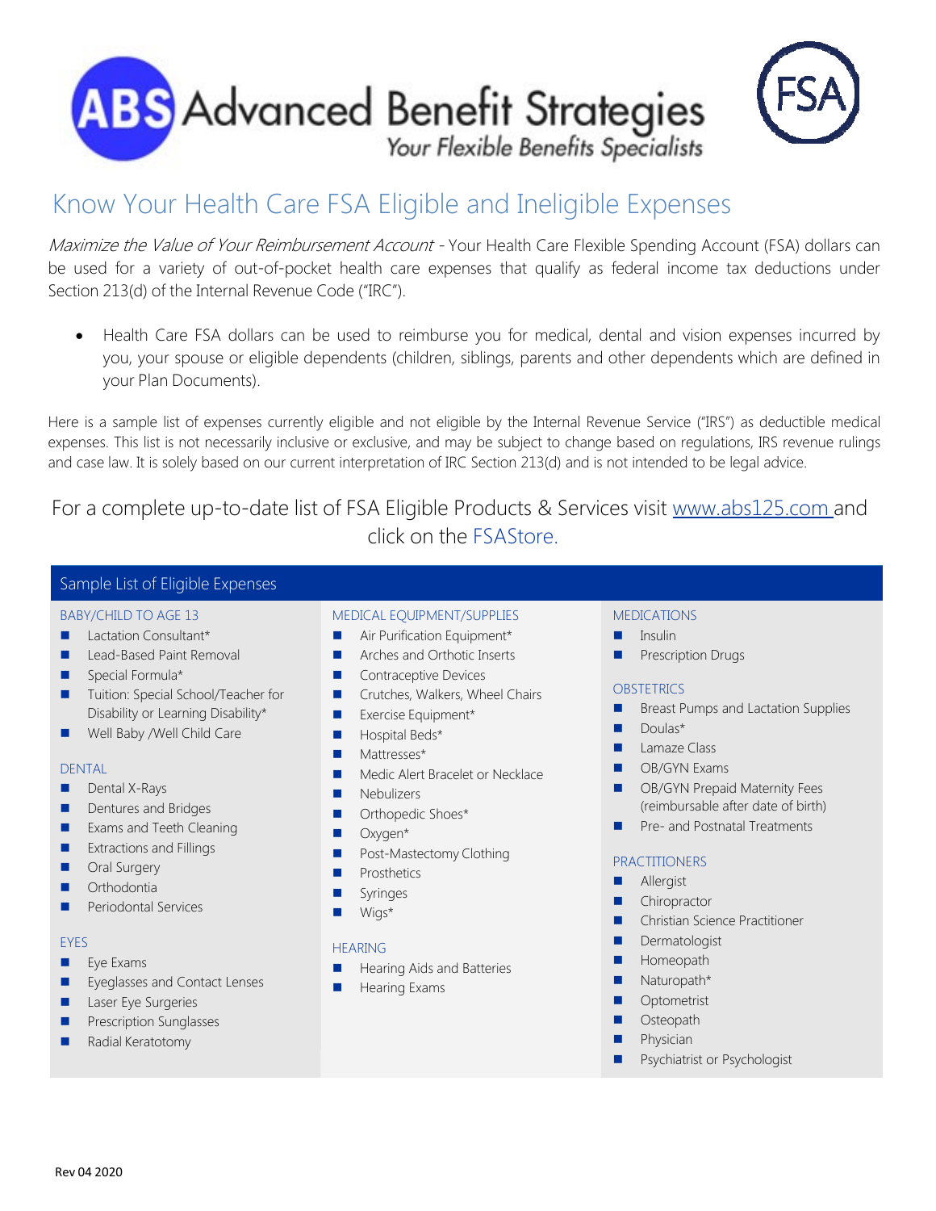# ABS Advanced Benefit Strategies

*Your Flexible Benefits Specialists*

FSA

## Know Your Health Care FSA Eligible and Ineligible Expenses

*Maximize the Value of Your Reimbursement Account* - Your Health Care Flexible Spending Account (FSA) dollars can be used for a variety of out-of-pocket health care expenses that qualify as federal income tax deductions under Section 213(d) of the Internal Revenue Code ("IRC").

- Health Care FSA dollars can be used to reimburse you for medical, dental and vision expenses incurred by you, your spouse or eligible dependents (children, siblings, parents and other dependents which are defined in your Plan Documents).

Here is a sample list of expenses currently eligible and not eligible by the Internal Revenue Service ("IRS") as deductible medical expenses. This list is not necessarily inclusive or exclusive, and may be subject to change based on regulations, IRS revenue rulings and case law. It is solely based on our current interpretation of IRC Section 213(d) and is not intended to be legal advice.

For a complete up-to-date list of FSA Eligible Products & Services visit [www.abs125.com](http://www.abs125.com) and click on the FSAStore.

### Sample List of Eligible Expenses

#### BABY/CHILD TO AGE 13
- Lactation Consultant*
- Lead-Based Paint Removal
- Special Formula*
- Tuition: Special School/Teacher for Disability or Learning Disability*
- Well Baby /Well Child Care

#### DENTAL
- Dental X-Rays
- Dentures and Bridges
- Exams and Teeth Cleaning
- Extractions and Fillings
- Oral Surgery
- Orthodontia
- Periodontal Services

#### EYES
- Eye Exams
- Eyeglasses and Contact Lenses
- Laser Eye Surgeries
- Prescription Sunglasses
- Radial Keratotomy

#### MEDICAL EQUIPMENT/SUPPLIES
- Air Purification Equipment*
- Arches and Orthotic Inserts
- Contraceptive Devices
- Crutches, Walkers, Wheel Chairs
- Exercise Equipment*
- Hospital Beds*
- Mattresses*
- Medic Alert Bracelet or Necklace
- Nebulizers
- Orthopedic Shoes*
- Oxygen*
- Post-Mastectomy Clothing
- Prosthetics
- Syringes
- Wigs*

#### HEARING
- Hearing Aids and Batteries
- Hearing Exams

#### MEDICATIONS
- Insulin
- Prescription Drugs

#### OBSTETRICS
- Breast Pumps and Lactation Supplies
- Doulas*
- Lamaze Class
- OB/GYN Exams
- OB/GYN Prepaid Maternity Fees (reimbursable after date of birth)
- Pre- and Postnatal Treatments

#### PRACTITIONERS
- Allergist
- Chiropractor
- Christian Science Practitioner
- Dermatologist
- Homeopath
- Naturopath*
- Optometrist
- Osteopath
- Physician
- Psychiatrist or Psychologist

Rev 04 2020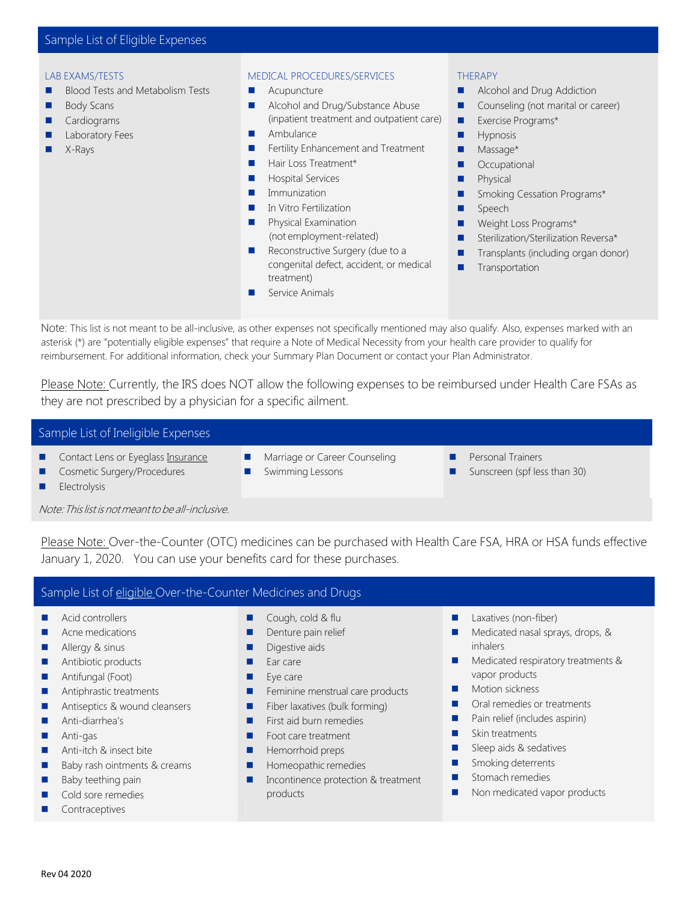## Sample List of Eligible Expenses

### LAB EXAMS/TESTS

- Blood Tests and Metabolism Tests
- Body Scans
- Cardiograms
- Laboratory Fees
- X-Rays

### MEDICAL PROCEDURES/SERVICES

- Acupuncture
- Alcohol and Drug/Substance Abuse (inpatient treatment and outpatient care)
- Ambulance
- Fertility Enhancement and Treatment
- Hair Loss Treatment*
- Hospital Services
- Immunization
- In Vitro Fertilization
- Physical Examination (not employment-related)
- Reconstructive Surgery (due to a congenital defect, accident, or medical treatment)
- Service Animals

### THERAPY

- Alcohol and Drug Addiction
- Counseling (not marital or career)
- Exercise Programs*
- Hypnosis
- Massage*
- Occupational
- Physical
- Smoking Cessation Programs*
- Speech
- Weight Loss Programs*
- Sterilization/Sterilization Reversa*
- Transplants (including organ donor)
- Transportation

Note: This list is not meant to be all-inclusive, as other expenses not specifically mentioned may also qualify. Also, expenses marked with an asterisk (*) are "potentially eligible expenses" that require a Note of Medical Necessity from your health care provider to qualify for reimbursement. For additional information, check your Summary Plan Document or contact your Plan Administrator.

Please Note: Currently, the IRS does NOT allow the following expenses to be reimbursed under Health Care FSAs as they are not prescribed by a physician for a specific ailment.

## Sample List of Ineligible Expenses

- Contact Lens or Eyeglass Insurance
- Cosmetic Surgery/Procedures
- Electrolysis
- Marriage or Career Counseling
- Swimming Lessons
- Personal Trainers
- Sunscreen (spf less than 30)

*Note: This list is not meant to be all-inclusive.*

Please Note: Over-the-Counter (OTC) medicines can be purchased with Health Care FSA, HRA or HSA funds effective January 1, 2020. You can use your benefits card for these purchases.

## Sample List of eligible Over-the-Counter Medicines and Drugs

- Acid controllers
- Acne medications
- Allergy & sinus
- Antibiotic products
- Antifungal (Foot)
- Antiphrastic treatments
- Antiseptics & wound cleansers
- Anti-diarrhea's
- Anti-gas
- Anti-itch & insect bite
- Baby rash ointments & creams
- Baby teething pain
- Cold sore remedies
- Contraceptives
- Cough, cold & flu
- Denture pain relief
- Digestive aids
- Ear care
- Eye care
- Feminine menstrual care products
- Fiber laxatives (bulk forming)
- First aid burn remedies
- Foot care treatment
- Hemorrhoid preps
- Homeopathic remedies
- Incontinence protection & treatment products
- Laxatives (non-fiber)
- Medicated nasal sprays, drops, & inhalers
- Medicated respiratory treatments & vapor products
- Motion sickness
- Oral remedies or treatments
- Pain relief (includes aspirin)
- Skin treatments
- Sleep aids & sedatives
- Smoking deterrents
- Stomach remedies
- Non medicated vapor products

Rev 04 2020